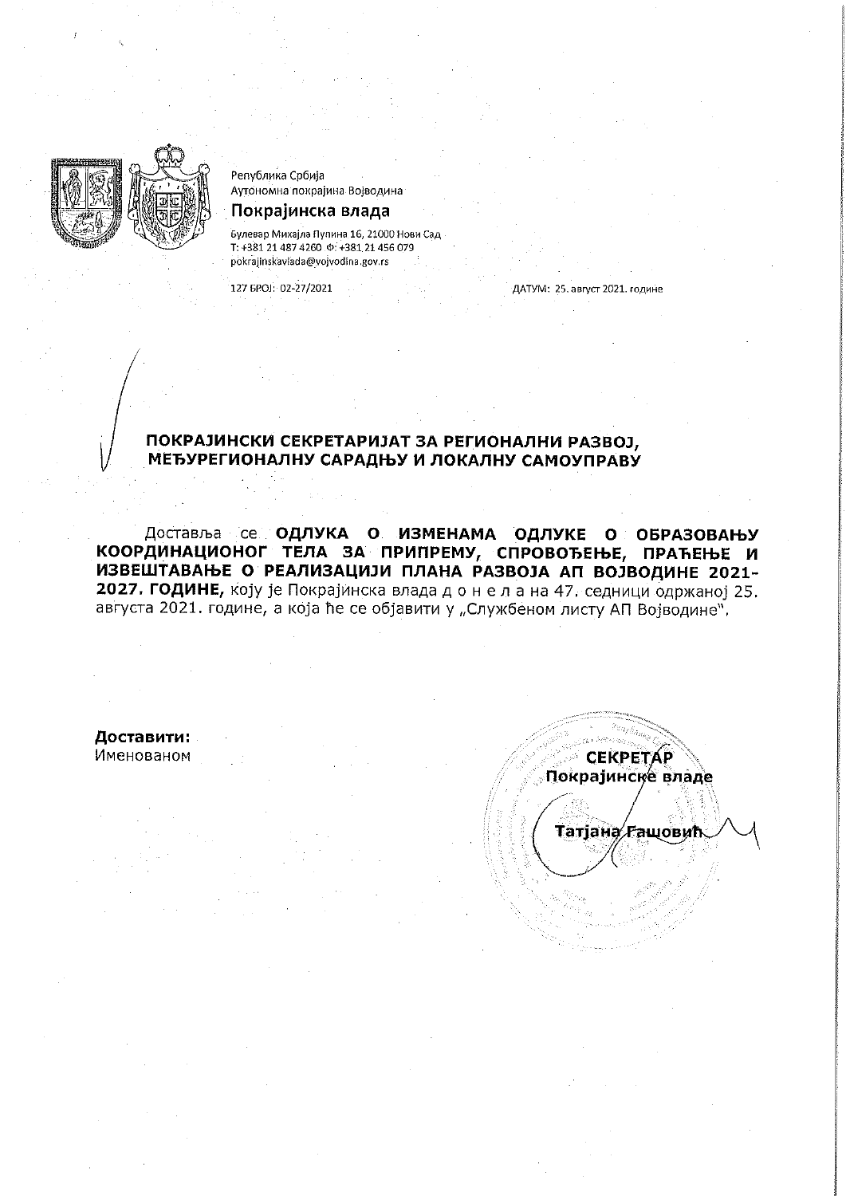Република Србија
Аутономна покрајина Војводина

**Покрајинска влада**

Булевар Михајла Пупина 16, 21000 Нови Сад
Т: +381 21 487 4260 Ф: +381 21 456 079
pokrajinskavlada@vojvodina.gov.rs

127 БРОЈ: 02-27/2021

ДАТУМ: 25. август 2021. године

**ПОКРАЈИНСКИ СЕКРЕТАРИЈАТ ЗА РЕГИОНАЛНИ РАЗВОЈ, МЕЂУРЕГИОНАЛНУ САРАДЊУ И ЛОКАЛНУ САМОУПРАВУ**

Доставља се **ОДЛУКА О ИЗМЕНАМА ОДЛУКЕ О ОБРАЗОВАЊУ КООРДИНАЦИОНОГ ТЕЛА ЗА ПРИПРЕМУ, СПРОВОЂЕЊЕ, ПРАЋЕЊЕ И ИЗВЕШТАВАЊЕ О РЕАЛИЗАЦИЈИ ПЛАНА РАЗВОЈА АП ВОЈВОДИНЕ 2021-2027. ГОДИНЕ,** коју је Покрајинска влада д о н е л а на 47. седници одржаној 25. августа 2021. године, а која ће се објавити у „Службеном листу АП Војводине".

**Доставити:**
Именованом

**СЕКРЕТАР**
**Покрајинске владе**

**Татјана Гашовић**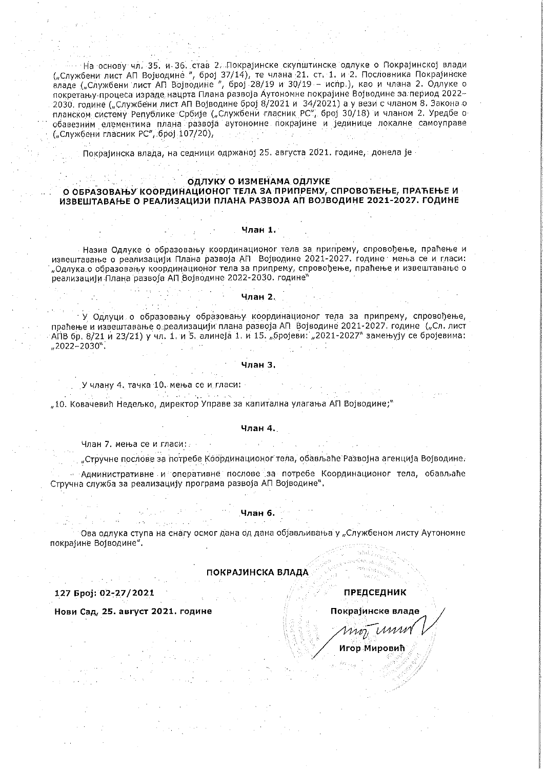На основу чл. 35. и 36. став 2. Покрајинске скупштинске одлуке о Покрајинској влади („Службени лист АП Војводине ", број 37/14), те члана 21. ст. 1. и 2. Пословника Покрајинске владе („Службени лист АП Војводине ", број 28/19 и 30/19 – испр.), као и члана 2. Одлуке о покретању процеса израде нацрта Плана развоја Аутономне покрајине Војводине за период 2022-2030. године („Службени лист АП Војводине број 8/2021 и 34/2021) а у вези с чланом 8. Закона о планском систему Републике Србије („Службени гласник РС", број 30/18) и чланом 2. Уредбе о обавезним елементима плана развоја аутономне покрајине и јединице локалне самоуправе („Службени гласник РС", број 107/20),

Покрајинска влада, на седници одржаној 25. августа 2021. године, донела је

## ОДЛУКУ О ИЗМЕНАМА ОДЛУКЕ О ОБРАЗОВАЊУ КООРДИНАЦИОНОГ ТЕЛА ЗА ПРИПРЕМУ, СПРОВОЂЕЊЕ, ПРАЋЕЊЕ И ИЗВЕШТАВАЊЕ О РЕАЛИЗАЦИЈИ ПЛАНА РАЗВОЈА АП ВОЈВОДИНЕ 2021-2027. ГОДИНЕ

### Члан 1.

Назив Одлуке о образовању координационог тела за припрему, спровођење, праћење и извештавање о реализацији Плана развоја АП Војводине 2021-2027. године мења се и гласи: „Одлука о образовању координационог тела за припрему, спровођење, праћење и извештавање о реализацији Плана развоја АП Војводине 2022-2030. године"

### Члан 2.

У Одлуци о образовању образовању координационог тела за припрему, спровођење, праћење и извештавање о реализацији плана развоја АП Војводине 2021-2027. године („Сл. лист АПВ бр. 8/21 и 23/21) у чл. 1. и 5. алинеја 1. и 15. „бројеви: „2021-2027" замењују се бројевима: „2022–2030".

### Члан 3.

У члану 4. тачка 10. мења се и гласи:

„10. Ковачевић Недељко, директор Управе за капитална улагања АП Војводине;"

### Члан 4.

Члан 7. мења се и гласи:

„Стручне послове за потребе Координационог тела, обављаће Развојна агенција Војводине.

Административне и оперативне послове за потребе Координационог тела, обављаће Стручна служба за реализацију програма развоја АП Војводине".

### Члан 6.

Ова одлука ступа на снагу осмог дана од дана објављивања у „Службеном листу Аутономне покрајине Војводине".

**ПОКРАЈИНСКА ВЛАДА**

**127 Број: 02-27/2021**

**Нови Сад, 25. август 2021. године**

**ПРЕДСЕДНИК**

**Покрајинске владе**

Игор Мировић